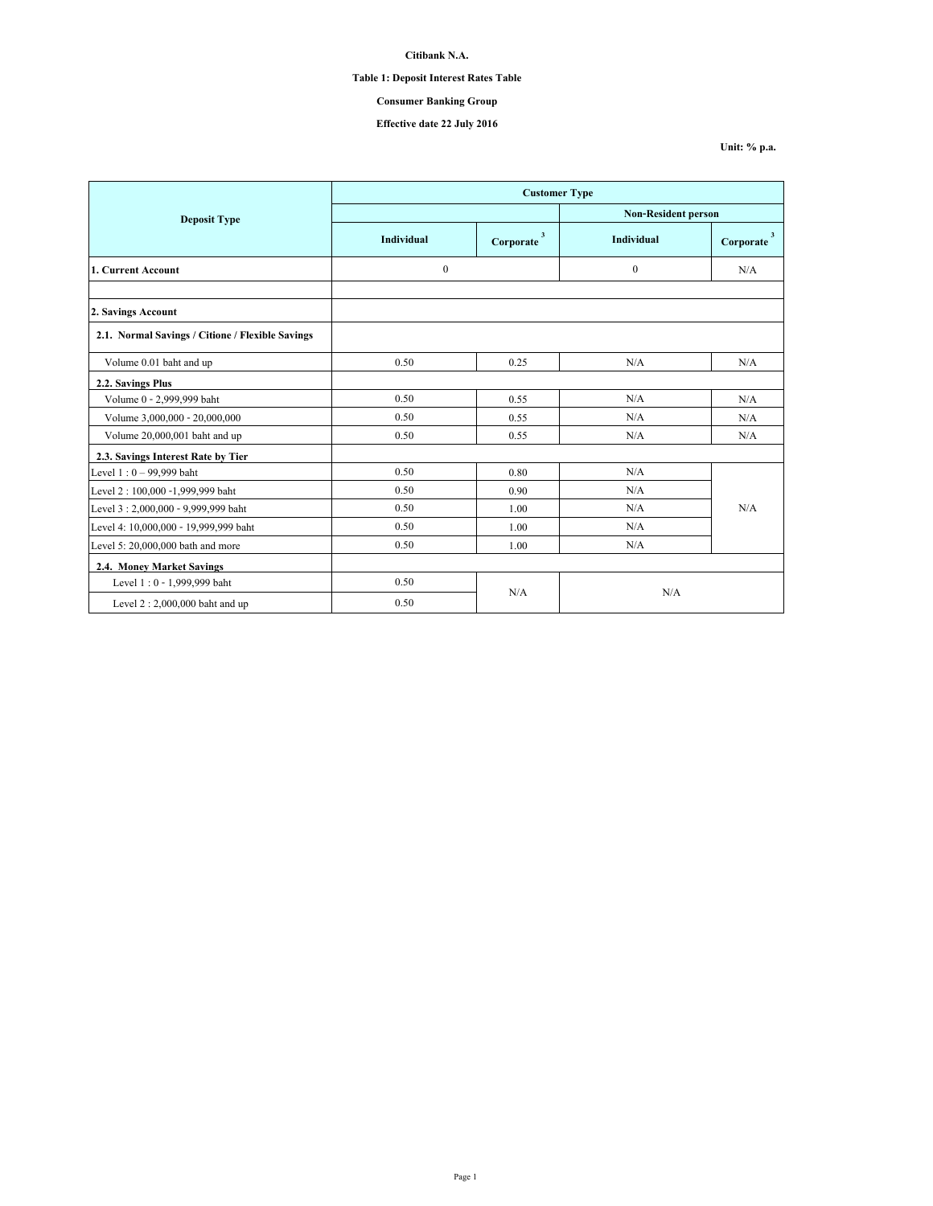**Citibank N.A.**

**Table 1: Deposit Interest Rates Table**

**Consumer Banking Group**

**Effective date 22 July 2016**

**Unit: % p.a.**

| Deposit Type | Customer Type | | | |
|---|---|---|---|---|
| | | | Non-Resident person | |
| | Individual | Corporate [3] | Individual | Corporate [3] |
| **1. Current Account** | 0 | | 0 | N/A |
| | | | | |
| **2. Savings Account** | | | | |
| **2.1. Normal Savings / Citione / Flexible Savings** | | | | |
| Volume 0.01 baht and up | 0.50 | 0.25 | N/A | N/A |
| **2.2. Savings Plus** | | | | |
| Volume 0 - 2,999,999 baht | 0.50 | 0.55 | N/A | N/A |
| Volume 3,000,000 - 20,000,000 | 0.50 | 0.55 | N/A | N/A |
| Volume 20,000,001 baht and up | 0.50 | 0.55 | N/A | N/A |
| **2.3. Savings Interest Rate by Tier** | | | | |
| Level 1 : 0 – 99,999 baht | 0.50 | 0.80 | N/A | N/A |
| Level 2 : 100,000 -1,999,999 baht | 0.50 | 0.90 | N/A | |
| Level 3 : 2,000,000 - 9,999,999 baht | 0.50 | 1.00 | N/A | |
| Level 4: 10,000,000 - 19,999,999 baht | 0.50 | 1.00 | N/A | |
| Level 5: 20,000,000 bath and more | 0.50 | 1.00 | N/A | |
| **2.4. Money Market Savings** | | | | |
| Level 1 : 0 - 1,999,999 baht | 0.50 | N/A | N/A | |
| Level 2 : 2,000,000 baht and up | 0.50 | | | |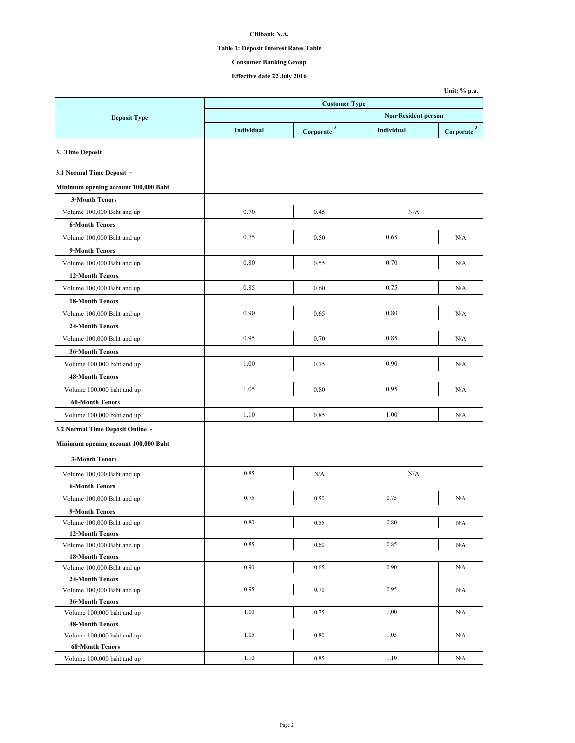**Citibank N.A.**

**Table 1: Deposit Interest Rates Table**

**Consumer Banking Group**

**Effective date 22 July 2016**

**Unit: % p.a.**

| Deposit Type | Customer Type | | | |
|---|---|---|---|---|
| | | | Non-Resident person | |
| | Individual | Corporate [3] | Individual | Corporate [3] |
| **3. Time Deposit** | | | | |
| **3.1 Normal Time Deposit - Minimum opening account 100,000 Baht** | | | | |
| **3-Month Tenors** | | | | |
| Volume 100,000 Baht and up | 0.70 | 0.45 | N/A | |
| **6-Month Tenors** | | | | |
| Volume 100,000 Baht and up | 0.75 | 0.50 | 0.65 | N/A |
| **9-Month Tenors** | | | | |
| Volume 100,000 Baht and up | 0.80 | 0.55 | 0.70 | N/A |
| **12-Month Tenors** | | | | |
| Volume 100,000 Baht and up | 0.85 | 0.60 | 0.75 | N/A |
| **18-Month Tenors** | | | | |
| Volume 100,000 Baht and up | 0.90 | 0.65 | 0.80 | N/A |
| **24-Month Tenors** | | | | |
| Volume 100,000 Baht and up | 0.95 | 0.70 | 0.85 | N/A |
| **36-Month Tenors** | | | | |
| Volume 100,000 baht and up | 1.00 | 0.75 | 0.90 | N/A |
| **48-Month Tenors** | | | | |
| Volume 100,000 baht and up | 1.05 | 0.80 | 0.95 | N/A |
| **60-Month Tenors** | | | | |
| Volume 100,000 baht and up | 1.10 | 0.85 | 1.00 | N/A |
| **3.2 Normal Time Deposit Online - Minimum opening account 100,000 Baht** | | | | |
| **3-Month Tenors** | | | | |
| Volume 100,000 Baht and up | 0.85 | N/A | N/A | |
| **6-Month Tenors** | | | | |
| Volume 100,000 Baht and up | 0.75 | 0.50 | 0.75 | N/A |
| **9-Month Tenors** | | | | |
| Volume 100,000 Baht and up | 0.80 | 0.55 | 0.80 | N/A |
| **12-Month Tenors** | | | | |
| Volume 100,000 Baht and up | 0.85 | 0.60 | 0.85 | N/A |
| **18-Month Tenors** | | | | |
| Volume 100,000 Baht and up | 0.90 | 0.65 | 0.90 | N/A |
| **24-Month Tenors** | | | | |
| Volume 100,000 Baht and up | 0.95 | 0.70 | 0.95 | N/A |
| **36-Month Tenors** | | | | |
| Volume 100,000 baht and up | 1.00 | 0.75 | 1.00 | N/A |
| **48-Month Tenors** | | | | |
| Volume 100,000 baht and up | 1.05 | 0.80 | 1.05 | N/A |
| **60-Month Tenors** | | | | |
| Volume 100,000 baht and up | 1.10 | 0.85 | 1.10 | N/A |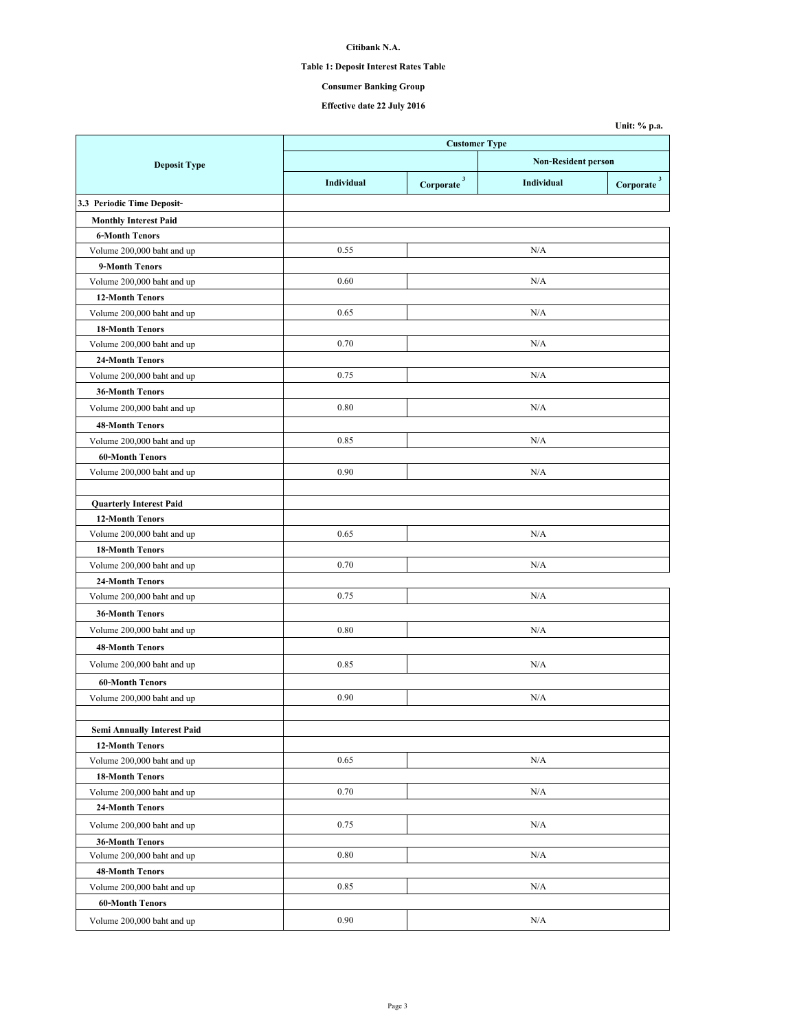**Citibank N.A.**

**Table 1: Deposit Interest Rates Table**

**Consumer Banking Group**

**Effective date 22 July 2016**

**Unit: % p.a.**

| Deposit Type | Customer Type | | | |
|---|---|---|---|---|
| | | | Non-Resident person | |
| | Individual | Corporate [3] | Individual | Corporate [3] |
| **3.3 Periodic Time Deposit-** | | | | |
| **Monthly Interest Paid** | | | | |
| **6-Month Tenors** | | | | |
| Volume 200,000 baht and up | 0.55 | N/A | | |
| **9-Month Tenors** | | | | |
| Volume 200,000 baht and up | 0.60 | N/A | | |
| **12-Month Tenors** | | | | |
| Volume 200,000 baht and up | 0.65 | N/A | | |
| **18-Month Tenors** | | | | |
| Volume 200,000 baht and up | 0.70 | N/A | | |
| **24-Month Tenors** | | | | |
| Volume 200,000 baht and up | 0.75 | N/A | | |
| **36-Month Tenors** | | | | |
| Volume 200,000 baht and up | 0.80 | N/A | | |
| **48-Month Tenors** | | | | |
| Volume 200,000 baht and up | 0.85 | N/A | | |
| **60-Month Tenors** | | | | |
| Volume 200,000 baht and up | 0.90 | N/A | | |
| | | | | |
| **Quarterly Interest Paid** | | | | |
| **12-Month Tenors** | | | | |
| Volume 200,000 baht and up | 0.65 | N/A | | |
| **18-Month Tenors** | | | | |
| Volume 200,000 baht and up | 0.70 | N/A | | |
| **24-Month Tenors** | | | | |
| Volume 200,000 baht and up | 0.75 | N/A | | |
| **36-Month Tenors** | | | | |
| Volume 200,000 baht and up | 0.80 | N/A | | |
| **48-Month Tenors** | | | | |
| Volume 200,000 baht and up | 0.85 | N/A | | |
| **60-Month Tenors** | | | | |
| Volume 200,000 baht and up | 0.90 | N/A | | |
| | | | | |
| **Semi Annually Interest Paid** | | | | |
| **12-Month Tenors** | | | | |
| Volume 200,000 baht and up | 0.65 | N/A | | |
| **18-Month Tenors** | | | | |
| Volume 200,000 baht and up | 0.70 | N/A | | |
| **24-Month Tenors** | | | | |
| Volume 200,000 baht and up | 0.75 | N/A | | |
| **36-Month Tenors** | | | | |
| Volume 200,000 baht and up | 0.80 | N/A | | |
| **48-Month Tenors** | | | | |
| Volume 200,000 baht and up | 0.85 | N/A | | |
| **60-Month Tenors** | | | | |
| Volume 200,000 baht and up | 0.90 | N/A | | |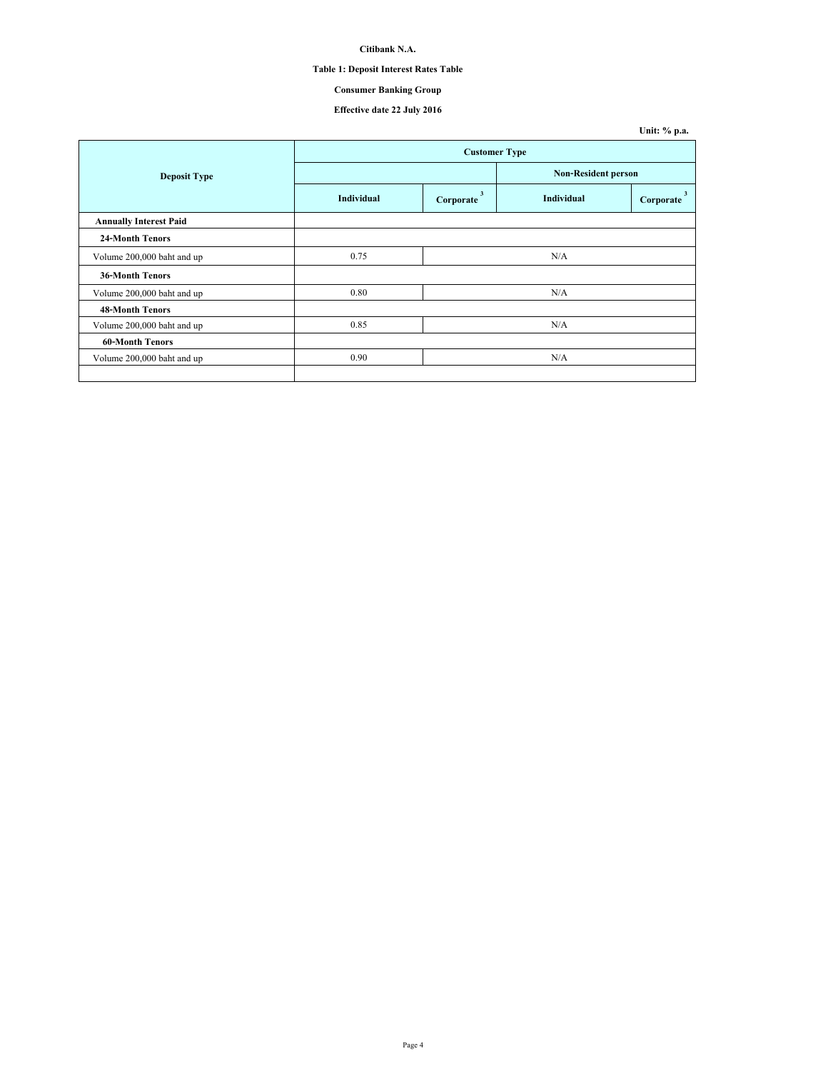**Citibank N.A.**

**Table 1: Deposit Interest Rates Table**

**Consumer Banking Group**

**Effective date 22 July 2016**

**Unit: % p.a.**

| Deposit Type | Customer Type | | | |
|---|---|---|---|---|
| | | | Non-Resident person | |
| | Individual | Corporate [3] | Individual | Corporate [3] |
| **Annually Interest Paid** | | | | |
| **24-Month Tenors** | | | | |
| Volume 200,000 baht and up | 0.75 | N/A | | |
| **36-Month Tenors** | | | | |
| Volume 200,000 baht and up | 0.80 | N/A | | |
| **48-Month Tenors** | | | | |
| Volume 200,000 baht and up | 0.85 | N/A | | |
| **60-Month Tenors** | | | | |
| Volume 200,000 baht and up | 0.90 | N/A | | |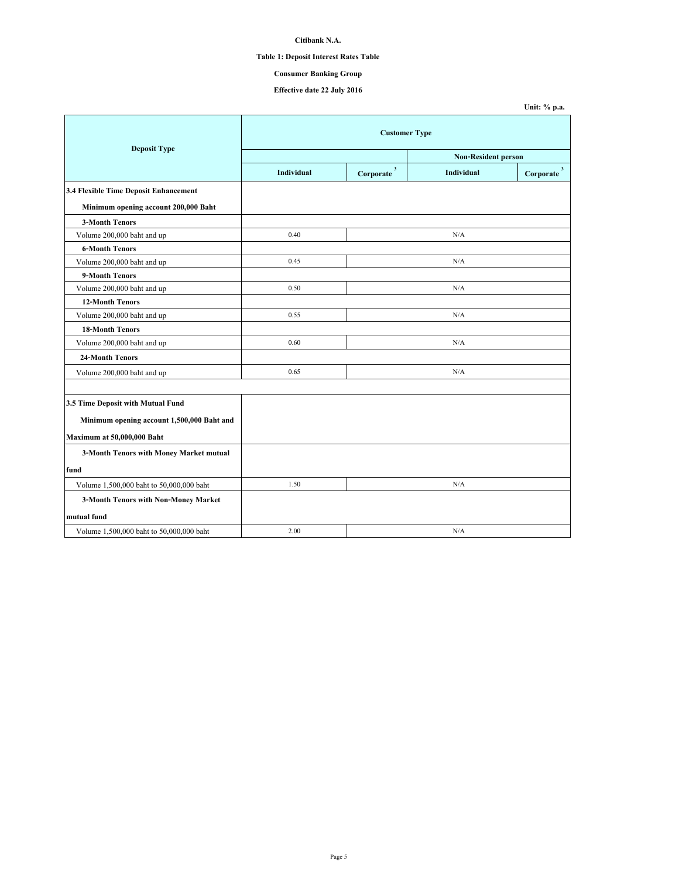**Citibank N.A.**

**Table 1: Deposit Interest Rates Table**

**Consumer Banking Group**

**Effective date 22 July 2016**

**Unit: % p.a.**

| Deposit Type | Customer Type | | | |
|---|---|---|---|---|
| | | | Non-Resident person | |
| | Individual | Corporate [3] | Individual | Corporate [3] |
| **3.4 Flexible Time Deposit Enhancement** | | | | |
| **Minimum opening account 200,000 Baht** | | | | |
| **3-Month Tenors** | | | | |
| Volume 200,000 baht and up | 0.40 | N/A | | |
| **6-Month Tenors** | | | | |
| Volume 200,000 baht and up | 0.45 | N/A | | |
| **9-Month Tenors** | | | | |
| Volume 200,000 baht and up | 0.50 | N/A | | |
| **12-Month Tenors** | | | | |
| Volume 200,000 baht and up | 0.55 | N/A | | |
| **18-Month Tenors** | | | | |
| Volume 200,000 baht and up | 0.60 | N/A | | |
| **24-Month Tenors** | | | | |
| Volume 200,000 baht and up | 0.65 | N/A | | |
| | | | | |
| **3.5 Time Deposit with Mutual Fund** | | | | |
| **Minimum opening account 1,500,000 Baht and Maximum at 50,000,000 Baht** | | | | |
| **3-Month Tenors with Money Market mutual fund** | | | | |
| Volume 1,500,000 baht to 50,000,000 baht | 1.50 | N/A | | |
| **3-Month Tenors with Non-Money Market mutual fund** | | | | |
| Volume 1,500,000 baht to 50,000,000 baht | 2.00 | N/A | | |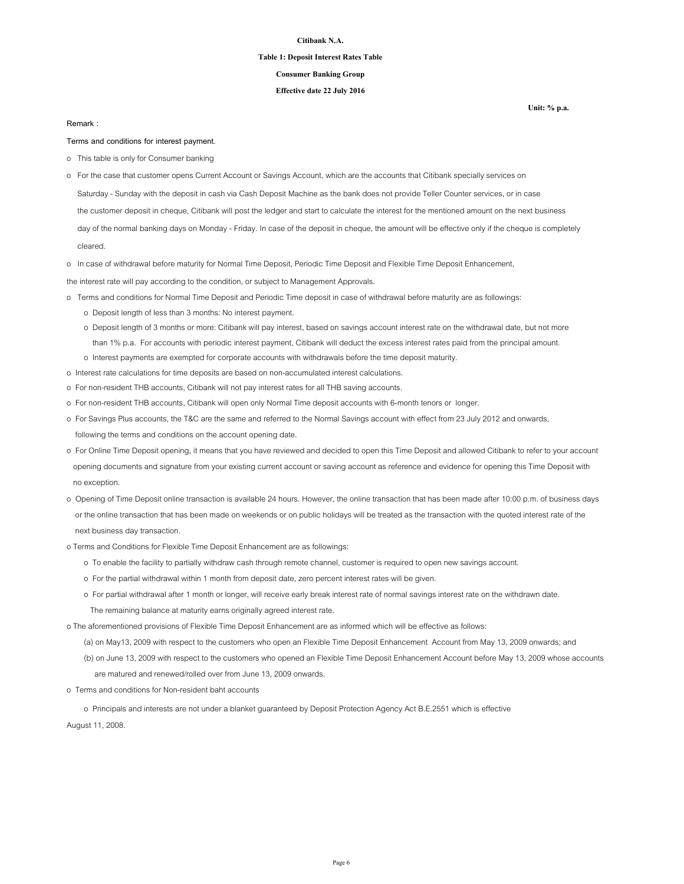**Citibank N.A.**

**Table 1: Deposit Interest Rates Table**

**Consumer Banking Group**

**Effective date 22 July 2016**

**Unit: % p.a.**

Remark :

Terms and conditions for interest payment.

- This table is only for Consumer banking
- For the case that customer opens Current Account or Savings Account, which are the accounts that Citibank specially services on Saturday - Sunday with the deposit in cash via Cash Deposit Machine as the bank does not provide Teller Counter services, or in case the customer deposit in cheque, Citibank will post the ledger and start to calculate the interest for the mentioned amount on the next business day of the normal banking days on Monday - Friday. In case of the deposit in cheque, the amount will be effective only if the cheque is completely cleared.
- In case of withdrawal before maturity for Normal Time Deposit, Periodic Time Deposit and Flexible Time Deposit Enhancement, the interest rate will pay according to the condition, or subject to Management Approvals.
- Terms and conditions for Normal Time Deposit and Periodic Time deposit in case of withdrawal before maturity are as followings:
  - Deposit length of less than 3 months: No interest payment.
  - Deposit length of 3 months or more: Citibank will pay interest, based on savings account interest rate on the withdrawal date, but not more than 1% p.a. For accounts with periodic interest payment, Citibank will deduct the excess interest rates paid from the principal amount.
  - Interest payments are exempted for corporate accounts with withdrawals before the time deposit maturity.
- Interest rate calculations for time deposits are based on non-accumulated interest calculations.
- For non-resident THB accounts, Citibank will not pay interest rates for all THB saving accounts.
- For non-resident THB accounts, Citibank will open only Normal Time deposit accounts with 6-month tenors or longer.
- For Savings Plus accounts, the T&C are the same and referred to the Normal Savings account with effect from 23 July 2012 and onwards, following the terms and conditions on the account opening date.
- For Online Time Deposit opening, it means that you have reviewed and decided to open this Time Deposit and allowed Citibank to refer to your account opening documents and signature from your existing current account or saving account as reference and evidence for opening this Time Deposit with no exception.
- Opening of Time Deposit online transaction is available 24 hours. However, the online transaction that has been made after 10:00 p.m. of business days or the online transaction that has been made on weekends or on public holidays will be treated as the transaction with the quoted interest rate of the next business day transaction.
- Terms and Conditions for Flexible Time Deposit Enhancement are as followings:
  - To enable the facility to partially withdraw cash through remote channel, customer is required to open new savings account.
  - For the partial withdrawal within 1 month from deposit date, zero percent interest rates will be given.
  - For partial withdrawal after 1 month or longer, will receive early break interest rate of normal savings interest rate on the withdrawn date. The remaining balance at maturity earns originally agreed interest rate.
- The aforementioned provisions of Flexible Time Deposit Enhancement are as informed which will be effective as follows:
  - (a) on May13, 2009 with respect to the customers who open an Flexible Time Deposit Enhancement Account from May 13, 2009 onwards; and
  - (b) on June 13, 2009 with respect to the customers who opened an Flexible Time Deposit Enhancement Account before May 13, 2009 whose accounts are matured and renewed/rolled over from June 13, 2009 onwards.
- Terms and conditions for Non-resident baht accounts
  - Principals and interests are not under a blanket guaranteed by Deposit Protection Agency Act B.E.2551 which is effective August 11, 2008.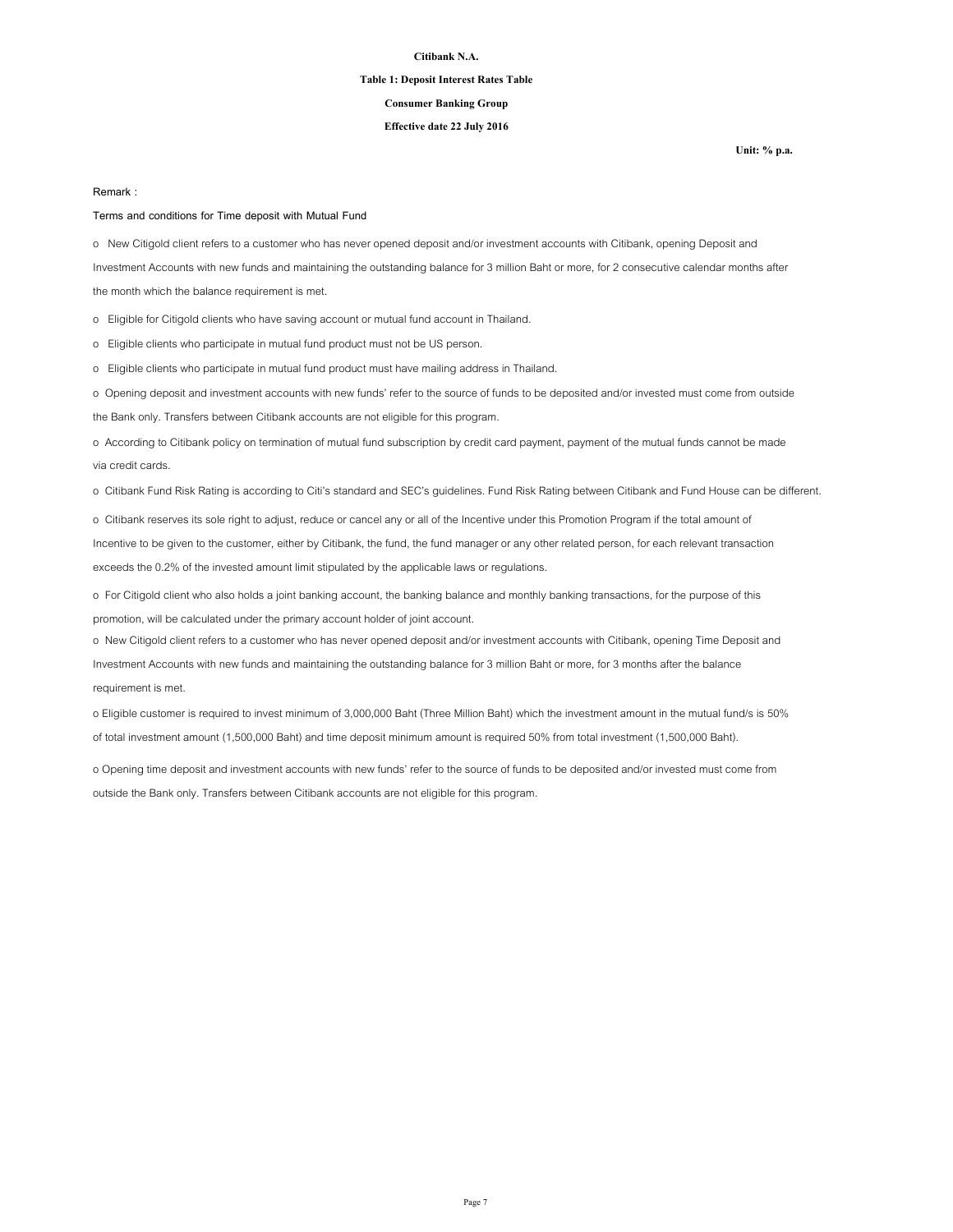**Citibank N.A.**

**Table 1: Deposit Interest Rates Table**

**Consumer Banking Group**

**Effective date 22 July 2016**

**Unit: % p.a.**

Remark :

Terms and conditions for Time deposit with Mutual Fund

o New Citigold client refers to a customer who has never opened deposit and/or investment accounts with Citibank, opening Deposit and Investment Accounts with new funds and maintaining the outstanding balance for 3 million Baht or more, for 2 consecutive calendar months after the month which the balance requirement is met.

o Eligible for Citigold clients who have saving account or mutual fund account in Thailand.

o Eligible clients who participate in mutual fund product must not be US person.

o Eligible clients who participate in mutual fund product must have mailing address in Thailand.

o Opening deposit and investment accounts with new funds' refer to the source of funds to be deposited and/or invested must come from outside the Bank only. Transfers between Citibank accounts are not eligible for this program.

o According to Citibank policy on termination of mutual fund subscription by credit card payment, payment of the mutual funds cannot be made via credit cards.

o Citibank Fund Risk Rating is according to Citi's standard and SEC's guidelines. Fund Risk Rating between Citibank and Fund House can be different.

o Citibank reserves its sole right to adjust, reduce or cancel any or all of the Incentive under this Promotion Program if the total amount of Incentive to be given to the customer, either by Citibank, the fund, the fund manager or any other related person, for each relevant transaction exceeds the 0.2% of the invested amount limit stipulated by the applicable laws or regulations.

o For Citigold client who also holds a joint banking account, the banking balance and monthly banking transactions, for the purpose of this promotion, will be calculated under the primary account holder of joint account.

o New Citigold client refers to a customer who has never opened deposit and/or investment accounts with Citibank, opening Time Deposit and Investment Accounts with new funds and maintaining the outstanding balance for 3 million Baht or more, for 3 months after the balance requirement is met.

o Eligible customer is required to invest minimum of 3,000,000 Baht (Three Million Baht) which the investment amount in the mutual fund/s is 50% of total investment amount (1,500,000 Baht) and time deposit minimum amount is required 50% from total investment (1,500,000 Baht).

o Opening time deposit and investment accounts with new funds' refer to the source of funds to be deposited and/or invested must come from outside the Bank only. Transfers between Citibank accounts are not eligible for this program.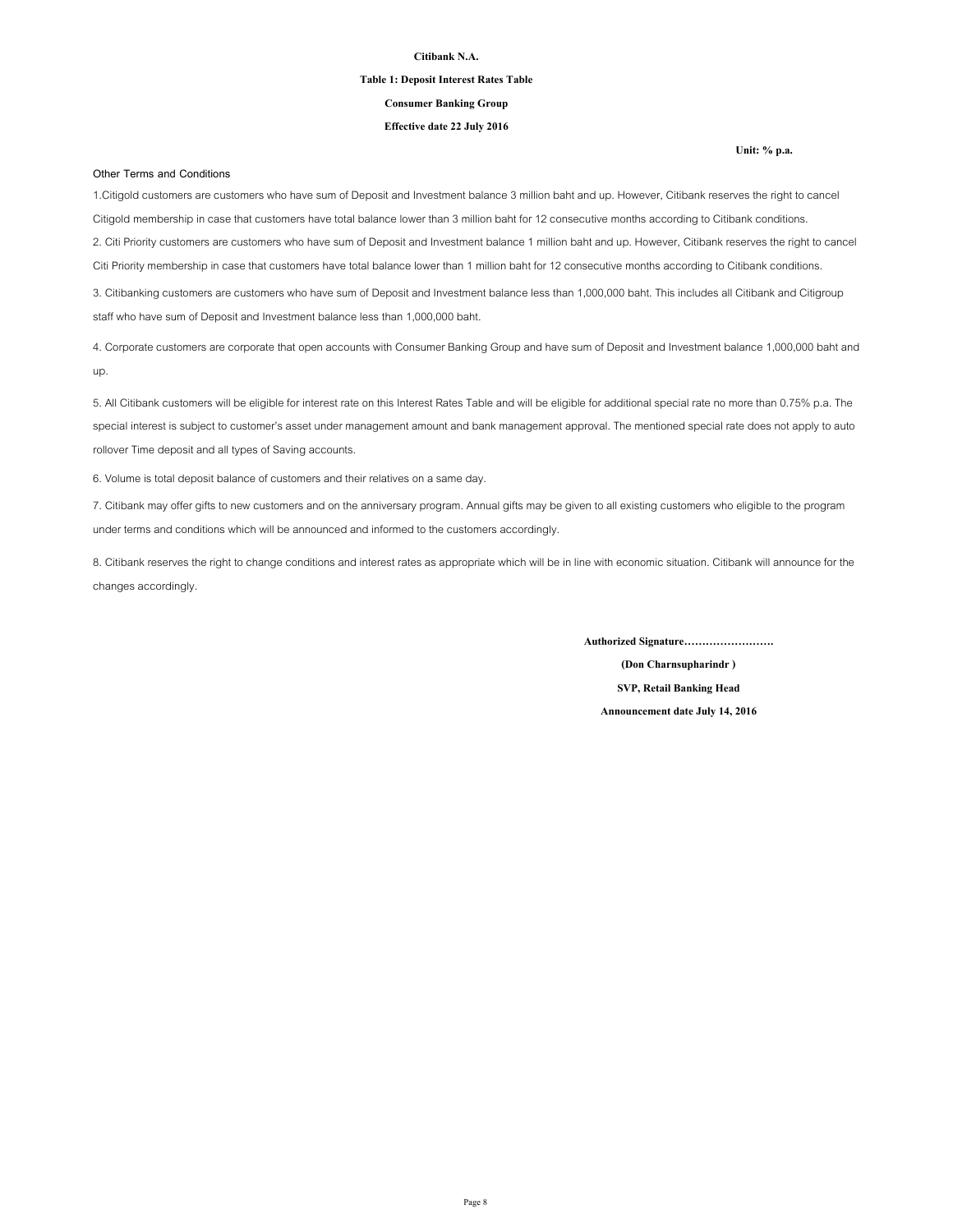**Citibank N.A.**

**Table 1: Deposit Interest Rates Table**

**Consumer Banking Group**

**Effective date 22 July 2016**

**Unit: % p.a.**

Other Terms and Conditions

1.Citigold customers are customers who have sum of Deposit and Investment balance 3 million baht and up. However, Citibank reserves the right to cancel Citigold membership in case that customers have total balance lower than 3 million baht for 12 consecutive months according to Citibank conditions.

2. Citi Priority customers are customers who have sum of Deposit and Investment balance 1 million baht and up. However, Citibank reserves the right to cancel Citi Priority membership in case that customers have total balance lower than 1 million baht for 12 consecutive months according to Citibank conditions.

3. Citibanking customers are customers who have sum of Deposit and Investment balance less than 1,000,000 baht. This includes all Citibank and Citigroup staff who have sum of Deposit and Investment balance less than 1,000,000 baht.

4. Corporate customers are corporate that open accounts with Consumer Banking Group and have sum of Deposit and Investment balance 1,000,000 baht and up.

5. All Citibank customers will be eligible for interest rate on this Interest Rates Table and will be eligible for additional special rate no more than 0.75% p.a. The special interest is subject to customer's asset under management amount and bank management approval. The mentioned special rate does not apply to auto rollover Time deposit and all types of Saving accounts.

6. Volume is total deposit balance of customers and their relatives on a same day.

7. Citibank may offer gifts to new customers and on the anniversary program. Annual gifts may be given to all existing customers who eligible to the program under terms and conditions which will be announced and informed to the customers accordingly.

8. Citibank reserves the right to change conditions and interest rates as appropriate which will be in line with economic situation. Citibank will announce for the changes accordingly.

**Authorized Signature…………………….**

**(Don Charnsupharindr )**

**SVP, Retail Banking Head**

**Announcement date July 14, 2016**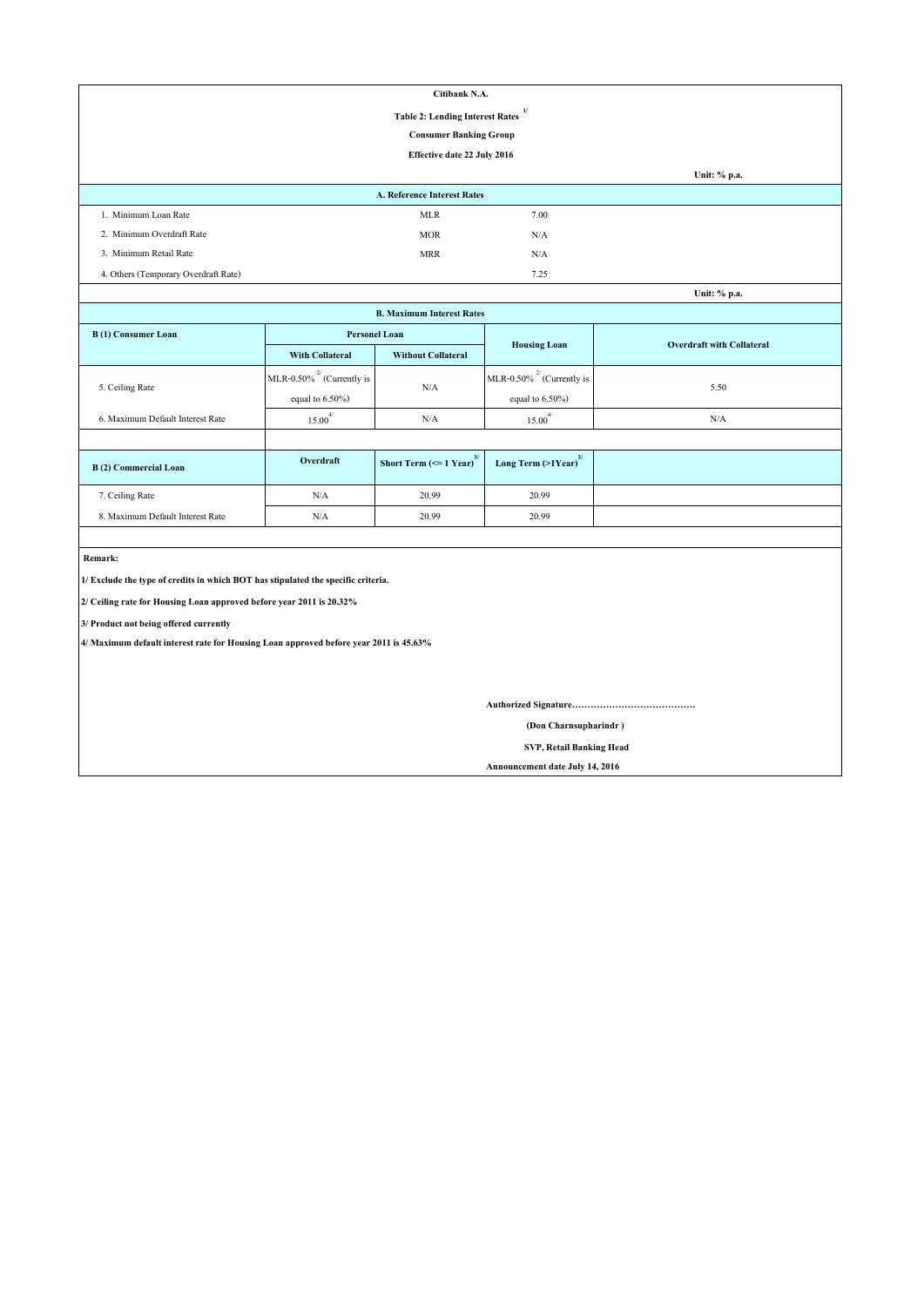**Citibank N.A.**

**Table 2: Lending Interest Rates [1/]**

**Consumer Banking Group**

**Effective date 22 July 2016**

**Unit: % p.a.**

| A. Reference Interest Rates | | |
|---|---|---|
| 1. Minimum Loan Rate | MLR | 7.00 |
| 2. Minimum Overdraft Rate | MOR | N/A |
| 3. Minimum Retail Rate | MRR | N/A |
| 4. Others (Temporary Overdraft Rate) | | 7.25 |

**Unit: % p.a.**

**B. Maximum Interest Rates**

| B (1) Consumer Loan | Personel Loan | | Housing Loan | Overdraft with Collateral |
|---|---|---|---|---|
| | With Collateral | Without Collateral | | |
| 5. Ceiling Rate | MLR-0.50% [2/] (Currently is equal to 6.50%) | N/A | MLR-0.50% [2/] (Currently is equal to 6.50%) | 5.50 |
| 6. Maximum Default Interest Rate | 15.00 [4/] | N/A | 15.00 [4/] | N/A |

| B (2) Commercial Loan | Overdraft | Short Term (<= 1 Year) [3/] | Long Term (>1Year) [3/] |
|---|---|---|---|
| 7. Ceiling Rate | N/A | 20.99 | 20.99 |
| 8. Maximum Default Interest Rate | N/A | 20.99 | 20.99 |

**Remark:**

**1/ Exclude the type of credits in which BOT has stipulated the specific criteria.**

**2/ Ceiling rate for Housing Loan approved before year 2011 is 20.32%**

**3/ Product not being offered currently**

**4/ Maximum default interest rate for Housing Loan approved before year 2011 is 45.63%**

**Authorized Signature………………………………….**

**(Don Charnsupharindr )**

**SVP, Retail Banking Head**

**Announcement date July 14, 2016**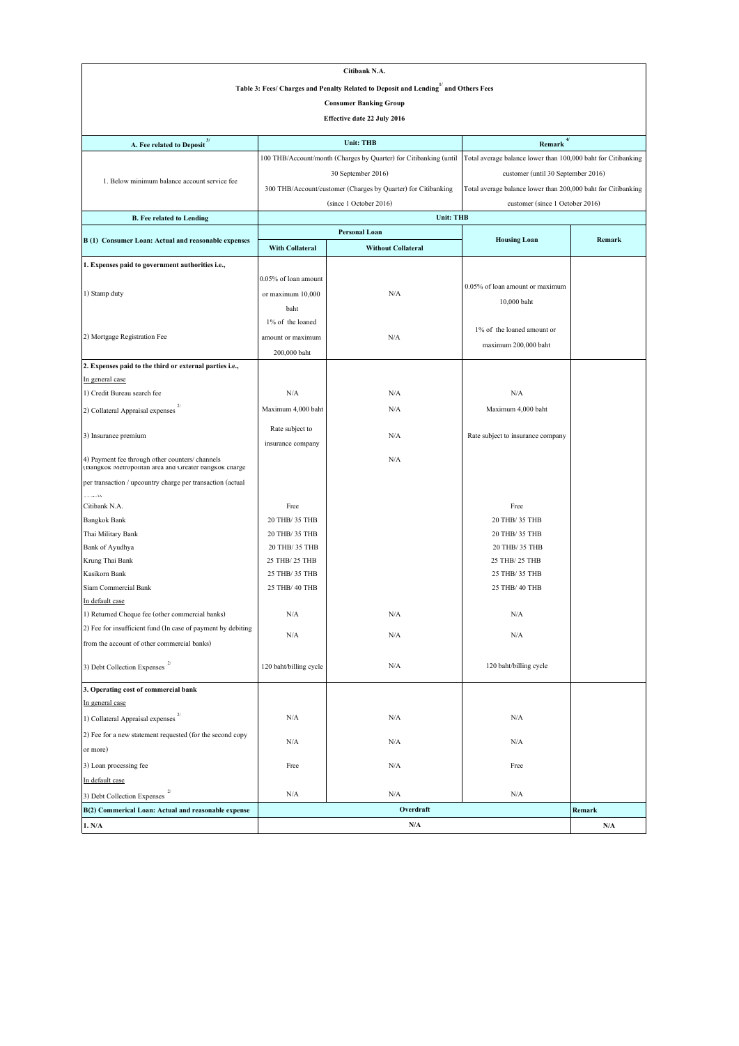**Citibank N.A.**

**Table 3: Fees/ Charges and Penalty Related to Deposit and Lending[1/] and Others Fees**

**Consumer Banking Group**

**Effective date 22 July 2016**

| A. Fee related to Deposit[3/] | Unit: THB | | Remark[4/] | |
|---|---|---|---|---|
| 1. Below minimum balance account service fee | 100 THB/Account/month (Charges by Quarter) for Citibanking (until 30 September 2016) 300 THB/Account/customer (Charges by Quarter) for Citibanking (since 1 October 2016) | | Total average balance lower than 100,000 baht for Citibanking customer (until 30 September 2016) Total average balance lower than 200,000 baht for Citibanking customer (since 1 October 2016) | |
| **B. Fee related to Lending** | **Unit: THB** | | | |
| **B (1) Consumer Loan: Actual and reasonable expenses** | **Personal Loan** | | **Housing Loan** | **Remark** |
| | **With Collateral** | **Without Collateral** | | |
| **1. Expenses paid to government authorities i.e.,** | | | | |
| 1) Stamp duty | 0.05% of loan amount or maximum 10,000 baht | N/A | 0.05% of loan amount or maximum 10,000 baht | |
| 2) Mortgage Registration Fee | 1% of the loaned amount or maximum 200,000 baht | N/A | 1% of the loaned amount or maximum 200,000 baht | |
| **2. Expenses paid to the third or external parties i.e.,** | | | | |
| In general case | | | | |
| 1) Credit Bureau search fee | N/A | N/A | N/A | |
| 2) Collateral Appraisal expenses[2/] | Maximum 4,000 baht | N/A | Maximum 4,000 baht | |
| 3) Insurance premium | Rate subject to insurance company | N/A | Rate subject to insurance company | |
| 4) Payment fee through other counters/ channels (Bangkok Metropolitan area and Greater Bangkok charge per transaction / upcountry charge per transaction (actual costs)) | | N/A | | |
| Citibank N.A. | Free | | Free | |
| Bangkok Bank | 20 THB/ 35 THB | | 20 THB/ 35 THB | |
| Thai Military Bank | 20 THB/ 35 THB | | 20 THB/ 35 THB | |
| Bank of Ayudhya | 20 THB/ 35 THB | | 20 THB/ 35 THB | |
| Krung Thai Bank | 25 THB/ 25 THB | | 25 THB/ 25 THB | |
| Kasikorn Bank | 25 THB/ 35 THB | | 25 THB/ 35 THB | |
| Siam Commercial Bank | 25 THB/ 40 THB | | 25 THB/ 40 THB | |
| In default case | | | | |
| 1) Returned Cheque fee (other commercial banks) | N/A | N/A | N/A | |
| 2) Fee for insufficient fund (In case of payment by debiting from the account of other commercial banks) | N/A | N/A | N/A | |
| 3) Debt Collection Expenses[2/] | 120 baht/billing cycle | N/A | 120 baht/billing cycle | |
| **3. Operating cost of commercial bank** | | | | |
| In general case | | | | |
| 1) Collateral Appraisal expenses[2/] | N/A | N/A | N/A | |
| 2) Fee for a new statement requested (for the second copy or more) | N/A | N/A | N/A | |
| 3) Loan processing fee | Free | N/A | Free | |
| In default case | | | | |
| 3) Debt Collection Expenses[2/] | N/A | N/A | N/A | |
| **B(2) Commerical Loan: Actual and reasonable expense** | **Overdraft** | | | **Remark** |
| **1. N/A** | **N/A** | | | **N/A** |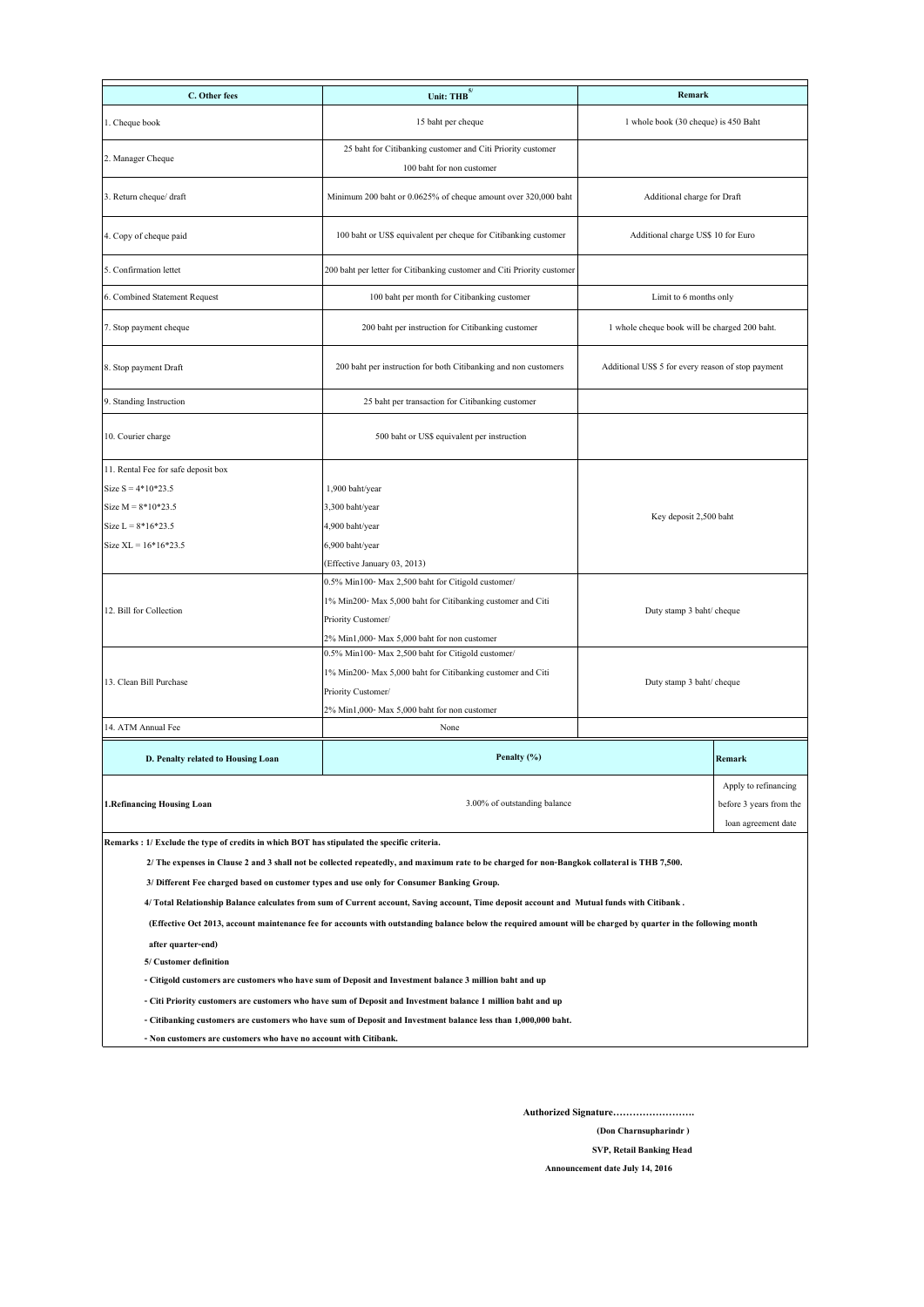| C. Other fees | Unit: THB[5/] | Remark |
|---|---|---|
| 1. Cheque book | 15 baht per cheque | 1 whole book (30 cheque) is 450 Baht |
| 2. Manager Cheque | 25 baht for Citibanking customer and Citi Priority customer<br>100 baht for non customer | |
| 3. Return cheque/ draft | Minimum 200 baht or 0.0625% of cheque amount over 320,000 baht | Additional charge for Draft |
| 4. Copy of cheque paid | 100 baht or US$ equivalent per cheque for Citibanking customer | Additional charge US$ 10 for Euro |
| 5. Confirmation lettet | 200 baht per letter for Citibanking customer and Citi Priority customer | |
| 6. Combined Statement Request | 100 baht per month for Citibanking customer | Limit to 6 months only |
| 7. Stop payment cheque | 200 baht per instruction for Citibanking customer | 1 whole cheque book will be charged 200 baht. |
| 8. Stop payment Draft | 200 baht per instruction for both Citibanking and non customers | Additional US$ 5 for every reason of stop payment |
| 9. Standing Instruction | 25 baht per transaction for Citibanking customer | |
| 10. Courier charge | 500 baht or US$ equivalent per instruction | |
| 11. Rental Fee for safe deposit box<br>Size S = 4*10*23.5<br>Size M = 8*10*23.5<br>Size L = 8*16*23.5<br>Size XL = 16*16*23.5 | <br>1,900 baht/year<br>3,300 baht/year<br>4,900 baht/year<br>6,900 baht/year<br>(Effective January 03, 2013) | Key deposit 2,500 baht |
| 12. Bill for Collection | 0.5% Min100- Max 2,500 baht for Citigold customer/<br>1% Min200- Max 5,000 baht for Citibanking customer and Citi Priority Customer/<br>2% Min1,000- Max 5,000 baht for non customer | Duty stamp 3 baht/ cheque |
| 13. Clean Bill Purchase | 0.5% Min100- Max 2,500 baht for Citigold customer/<br>1% Min200- Max 5,000 baht for Citibanking customer and Citi Priority Customer/<br>2% Min1,000- Max 5,000 baht for non customer | Duty stamp 3 baht/ cheque |
| 14. ATM Annual Fee | None | |

| D. Penalty related to Housing Loan | Penalty (%) | Remark |
|---|---|---|
| **1.Refinancing Housing Loan** | 3.00% of outstanding balance | Apply to refinancing before 3 years from the loan agreement date |

**Remarks : 1/ Exclude the type of credits in which BOT has stipulated the specific criteria.**

**2/ The expenses in Clause 2 and 3 shall not be collected repeatedly, and maximum rate to be charged for non-Bangkok collateral is THB 7,500.**

**3/ Different Fee charged based on customer types and use only for Consumer Banking Group.**

**4/ Total Relationship Balance calculates from sum of Current account, Saving account, Time deposit account and Mutual funds with Citibank .**

**(Effective Oct 2013, account maintenance fee for accounts with outstanding balance below the required amount will be charged by quarter in the following month after quarter-end)**

**5/ Customer definition**

**- Citigold customers are customers who have sum of Deposit and Investment balance 3 million baht and up**

**- Citi Priority customers are customers who have sum of Deposit and Investment balance 1 million baht and up**

**- Citibanking customers are customers who have sum of Deposit and Investment balance less than 1,000,000 baht.**

**- Non customers are customers who have no account with Citibank.**

**Authorized Signature…………………….**

**(Don Charnsupharindr )**

**SVP, Retail Banking Head**

**Announcement date July 14, 2016**